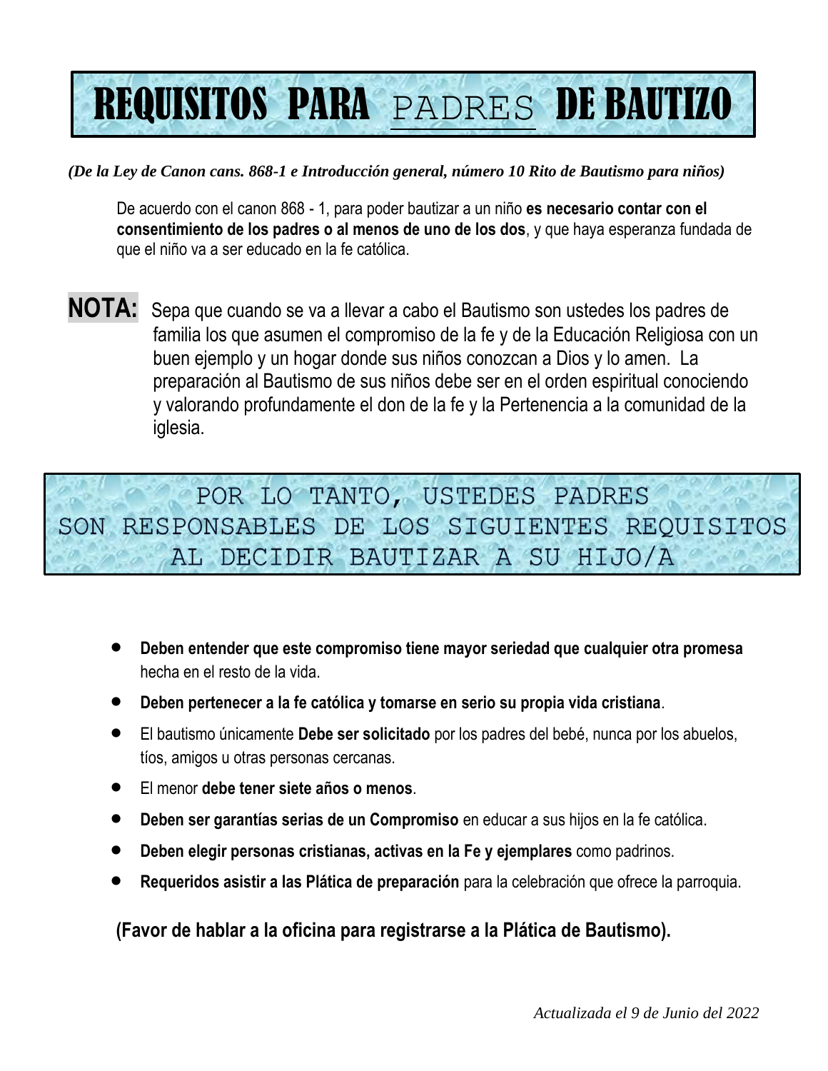# REQUISITOS PARA PADRES DE BAUTIZO

*(De la Ley de Canon cans. 868-1 e Introducción general, número 10 Rito de Bautismo para niños)*

De acuerdo con el canon 868 - 1, para poder bautizar a un niño **es necesario contar con el consentimiento de los padres o al menos de uno de los dos**, y que haya esperanza fundada de que el niño va a ser educado en la fe católica.

**NOTA:** Sepa que cuando se va a llevar a cabo el Bautismo son ustedes los padres de familia los que asumen el compromiso de la fe y de la Educación Religiosa con un buen ejemplo y un hogar donde sus niños conozcan a Dios y lo amen. La preparación al Bautismo de sus niños debe ser en el orden espiritual conociendo y valorando profundamente el don de la fe y la Pertenencia a la comunidad de la iglesia.

## POR LO TANTO, USTEDES PADRES SON RESPONSABLES DE LOS SIGUIENTES REQUISITOS AL DECIDIR BAUTIZAR A SU HIJO/A

- **Deben entender que este compromiso tiene mayor seriedad que cualquier otra promesa** hecha en el resto de la vida.
- **Deben pertenecer a la fe católica y tomarse en serio su propia vida cristiana**.
- El bautismo únicamente **Debe ser solicitado** por los padres del bebé, nunca por los abuelos, tíos, amigos u otras personas cercanas.
- El menor **debe tener siete años o menos**.
- **Deben ser garantías serias de un Compromiso** en educar a sus hijos en la fe católica.
- **Deben elegir personas cristianas, activas en la Fe y ejemplares** como padrinos.
- **Requeridos asistir a las Plática de preparación** para la celebración que ofrece la parroquia.

**(Favor de hablar a la oficina para registrarse a la Plática de Bautismo).**

*Actualizada el 9 de Junio del 2022*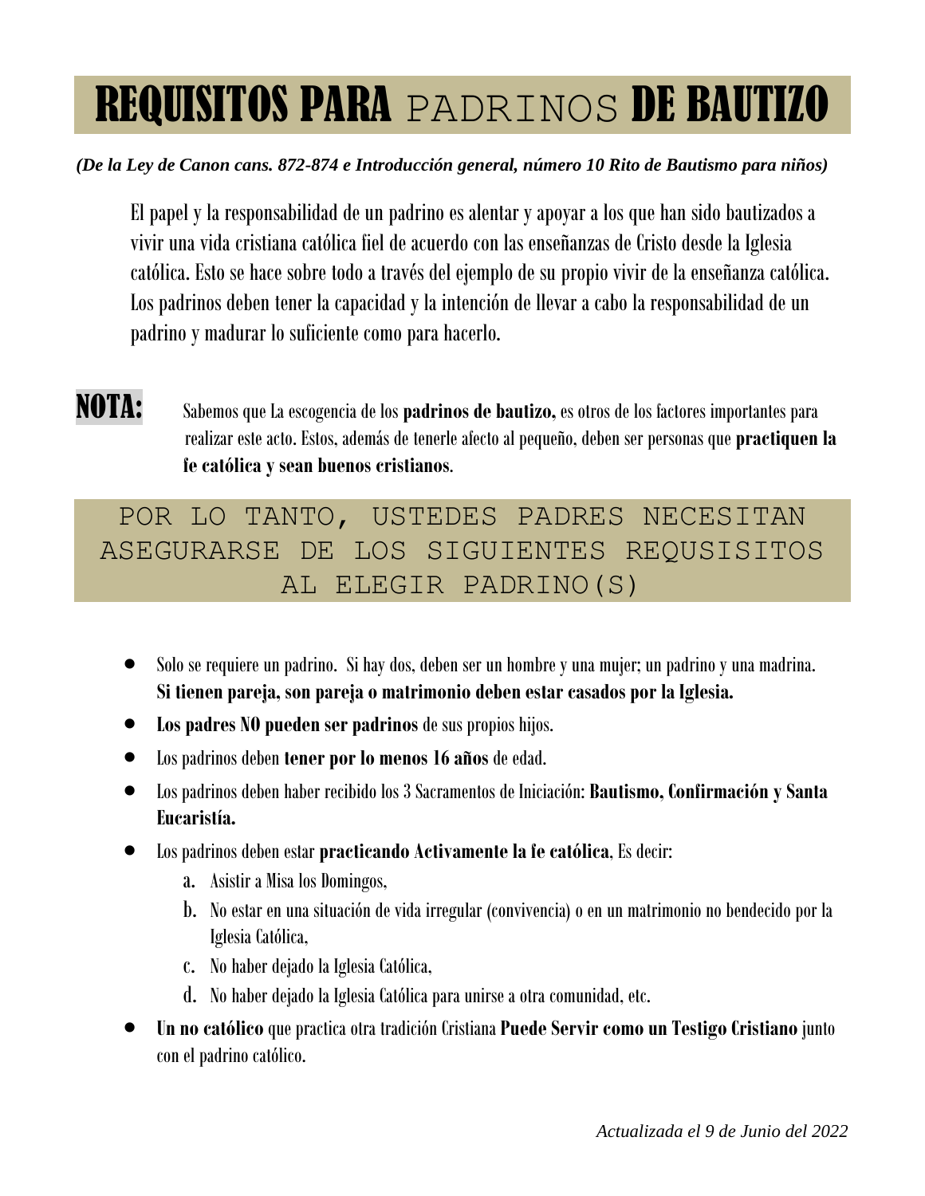# REQUISITOS PARA PADRINOS DE BAUTIZO

***(De la Ley de Canon cans. 872-874 e Introducción general, número 10 Rito de Bautismo para niños)***

El papel y la responsabilidad de un padrino es alentar y apoyar a los que han sido bautizados a vivir una vida cristiana católica fiel de acuerdo con las enseñanzas de Cristo desde la Iglesia católica. Esto se hace sobre todo a través del ejemplo de su propio vivir de la enseñanza católica. Los padrinos deben tener la capacidad y la intención de llevar a cabo la responsabilidad de un padrino y madurar lo suficiente como para hacerlo.

**NOTA:** Sabemos que La escogencia de los **padrinos de bautizo,** es otros de los factores importantes para realizar este acto. Estos, además de tenerle afecto al pequeño, deben ser personas que **practiquen la fe católica y sean buenos cristianos**.

## POR LO TANTO, USTEDES PADRES NECESITAN ASEGURARSE DE LOS SIGUIENTES REQUSISITOS AL ELEGIR PADRINO(S)

- Solo se requiere un padrino. Si hay dos, deben ser un hombre y una mujer; un padrino y una madrina. **Si tienen pareja, son pareja o matrimonio deben estar casados por la Iglesia.**
- **Los padres NO pueden ser padrinos** de sus propios hijos.
- Los padrinos deben **tener por lo menos 16 años** de edad.
- Los padrinos deben haber recibido los 3 Sacramentos de Iniciación: **Bautismo, Confirmación y Santa Eucaristía.**
- Los padrinos deben estar **practicando Activamente la fe católica**, Es decir:
  a. Asistir a Misa los Domingos,
  b. No estar en una situación de vida irregular (convivencia) o en un matrimonio no bendecido por la Iglesia Católica,
  c. No haber dejado la Iglesia Católica,
  d. No haber dejado la Iglesia Católica para unirse a otra comunidad, etc.
- **Un no católico** que practica otra tradición Cristiana **Puede Servir como un Testigo Cristiano** junto con el padrino católico.

*Actualizada el 9 de Junio del 2022*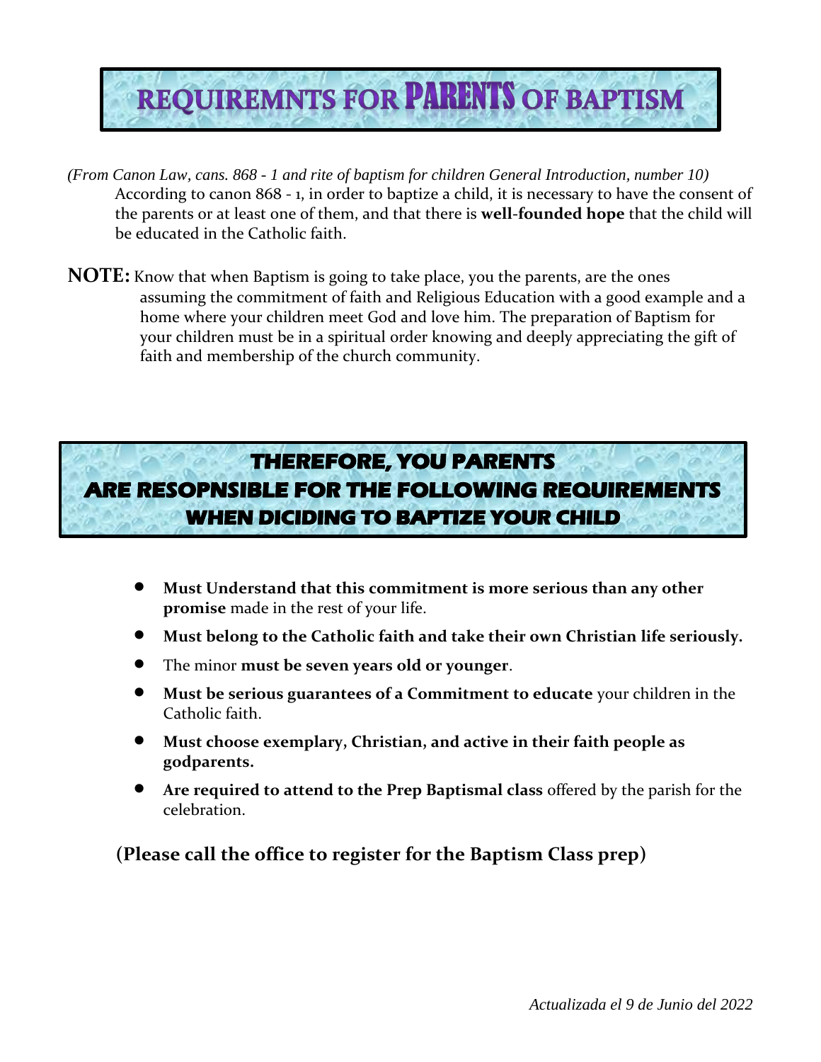# REQUIREMNTS FOR **PARENTS** OF BAPTISM

*(From Canon Law, cans. 868 - 1 and rite of baptism for children General Introduction, number 10)*
According to canon 868 - 1, in order to baptize a child, it is necessary to have the consent of the parents or at least one of them, and that there is **well-founded hope** that the child will be educated in the Catholic faith.

**NOTE:** Know that when Baptism is going to take place, you the parents, are the ones assuming the commitment of faith and Religious Education with a good example and a home where your children meet God and love him. The preparation of Baptism for your children must be in a spiritual order knowing and deeply appreciating the gift of faith and membership of the church community.

## THEREFORE, YOU PARENTS ARE RESOPNSIBLE FOR THE FOLLOWING REQUIREMENTS WHEN DICIDING TO BAPTIZE YOUR CHILD

- **Must Understand that this commitment is more serious than any other promise** made in the rest of your life.
- **Must belong to the Catholic faith and take their own Christian life seriously.**
- The minor **must be seven years old or younger**.
- **Must be serious guarantees of a Commitment to educate** your children in the Catholic faith.
- **Must choose exemplary, Christian, and active in their faith people as godparents.**
- **Are required to attend to the Prep Baptismal class** offered by the parish for the celebration.

**(Please call the office to register for the Baptism Class prep)**

*Actualizada el 9 de Junio del 2022*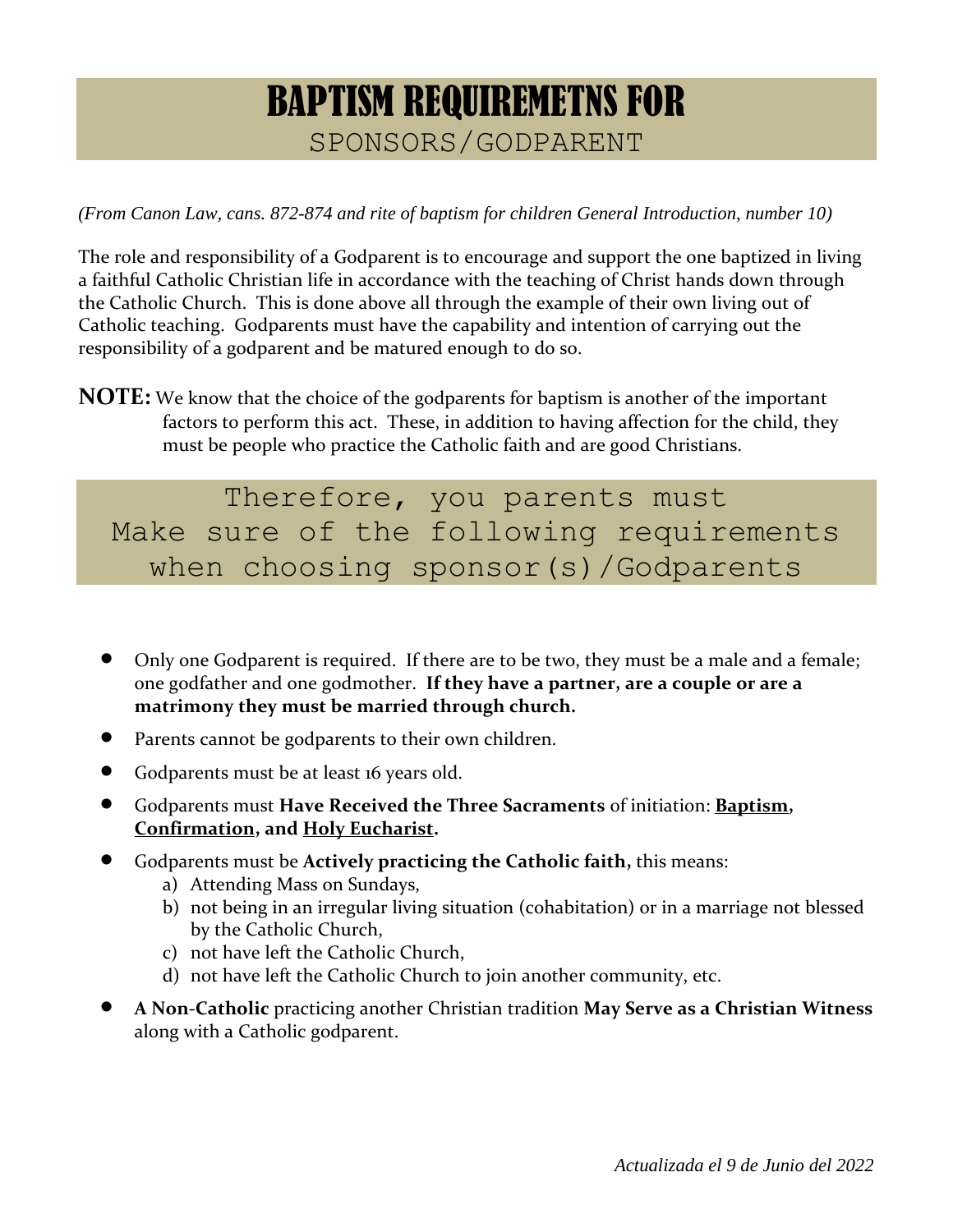# BAPTISM REQUIREMETNS FOR

## SPONSORS/GODPARENT

*(From Canon Law, cans. 872-874 and rite of baptism for children General Introduction, number 10)*

The role and responsibility of a Godparent is to encourage and support the one baptized in living a faithful Catholic Christian life in accordance with the teaching of Christ hands down through the Catholic Church. This is done above all through the example of their own living out of Catholic teaching. Godparents must have the capability and intention of carrying out the responsibility of a godparent and be matured enough to do so.

**NOTE:** We know that the choice of the godparents for baptism is another of the important factors to perform this act. These, in addition to having affection for the child, they must be people who practice the Catholic faith and are good Christians.

## Therefore, you parents must Make sure of the following requirements when choosing sponsor(s)/Godparents

- Only one Godparent is required. If there are to be two, they must be a male and a female; one godfather and one godmother. **If they have a partner, are a couple or are a matrimony they must be married through church.**
- Parents cannot be godparents to their own children.
- Godparents must be at least 16 years old.
- Godparents must **Have Received the Three Sacraments** of initiation: **<u>Baptism</u>, <u>Confirmation</u>, and <u>Holy Eucharist</u>.**
- Godparents must be **Actively practicing the Catholic faith,** this means:
  a) Attending Mass on Sundays,
  b) not being in an irregular living situation (cohabitation) or in a marriage not blessed by the Catholic Church,
  c) not have left the Catholic Church,
  d) not have left the Catholic Church to join another community, etc.
- **A Non-Catholic** practicing another Christian tradition **May Serve as a Christian Witness** along with a Catholic godparent.

*Actualizada el 9 de Junio del 2022*